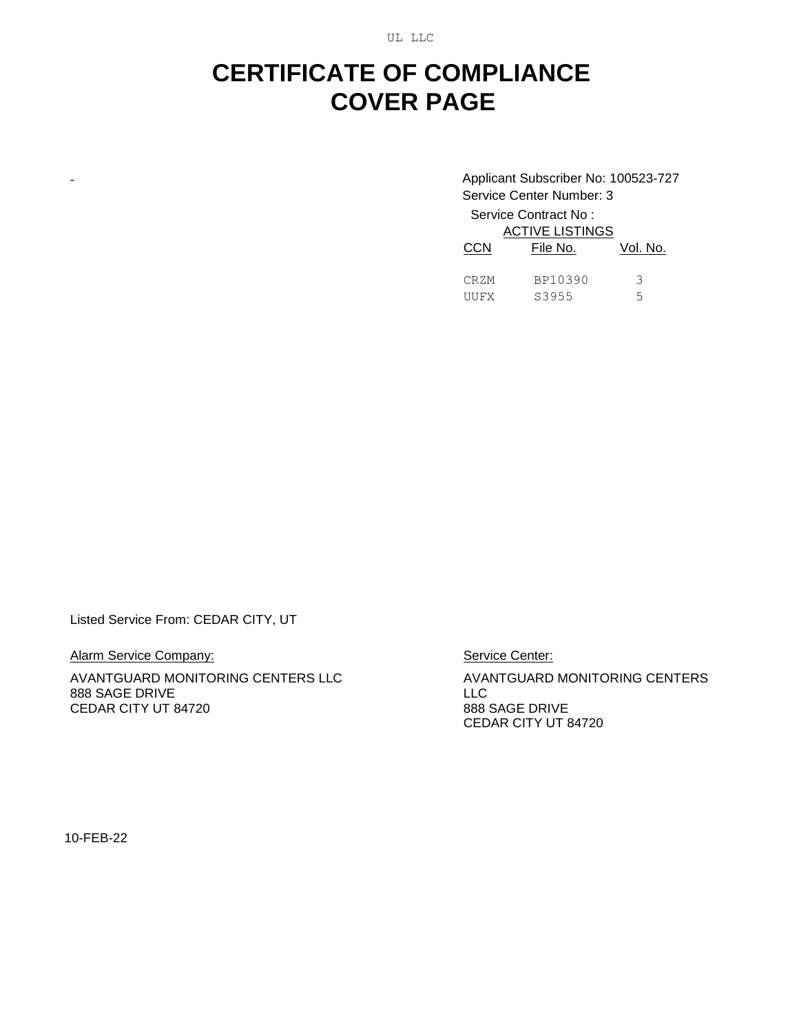UL LLC

# CERTIFICATE OF COMPLIANCE
# COVER PAGE

-

Applicant Subscriber No: 100523-727
Service Center Number: 3
Service Contract No :

ACTIVE LISTINGS

| CCN | File No. | Vol. No. |
|---|---|---|
| CRZM | BP10390 | 3 |
| UUFX | S3955 | 5 |

Listed Service From: CEDAR CITY, UT

Alarm Service Company:

AVANTGUARD MONITORING CENTERS LLC
888 SAGE DRIVE
CEDAR CITY UT 84720

Service Center:

AVANTGUARD MONITORING CENTERS LLC
888 SAGE DRIVE
CEDAR CITY UT 84720

10-FEB-22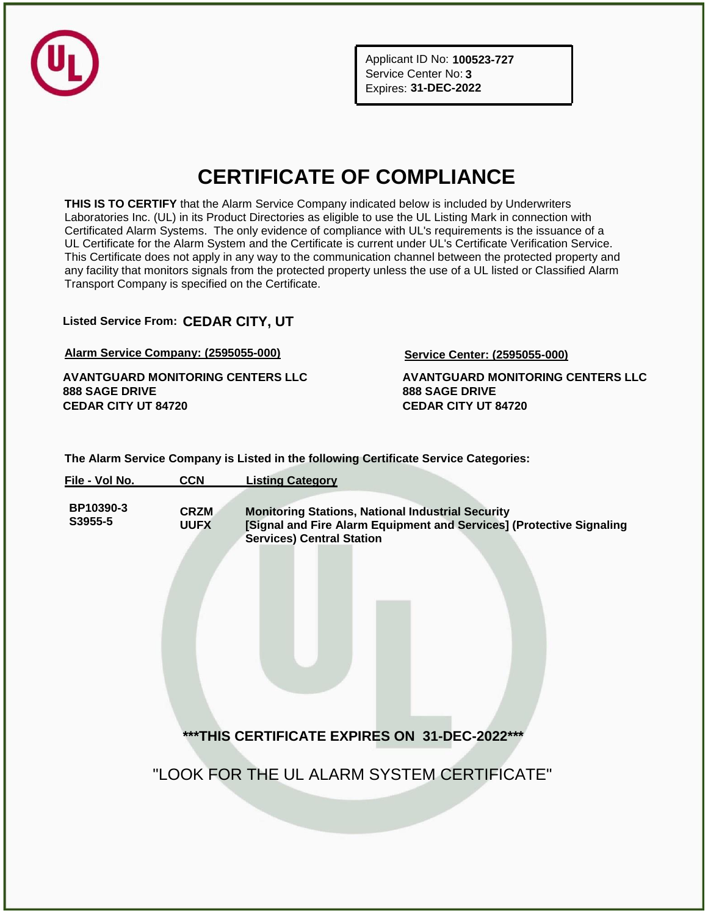Applicant ID No: **100523-727**
Service Center No: **3**
Expires: **31-DEC-2022**

# CERTIFICATE OF COMPLIANCE

**THIS IS TO CERTIFY** that the Alarm Service Company indicated below is included by Underwriters Laboratories Inc. (UL) in its Product Directories as eligible to use the UL Listing Mark in connection with Certificated Alarm Systems. The only evidence of compliance with UL's requirements is the issuance of a UL Certificate for the Alarm System and the Certificate is current under UL's Certificate Verification Service. This Certificate does not apply in any way to the communication channel between the protected property and any facility that monitors signals from the protected property unless the use of a UL listed or Classified Alarm Transport Company is specified on the Certificate.

**Listed Service From: CEDAR CITY, UT**

**Alarm Service Company: (2595055-000)**

**AVANTGUARD MONITORING CENTERS LLC**
**888 SAGE DRIVE**
**CEDAR CITY UT 84720**

**Service Center: (2595055-000)**

**AVANTGUARD MONITORING CENTERS LLC**
**888 SAGE DRIVE**
**CEDAR CITY UT 84720**

**The Alarm Service Company is Listed in the following Certificate Service Categories:**

| File - Vol No. | CCN | Listing Category |
|---|---|---|
| BP10390-3 | CRZM | Monitoring Stations, National Industrial Security |
| S3955-5 | UUFX | [Signal and Fire Alarm Equipment and Services] (Protective Signaling Services) Central Station |

**\*\*\*THIS CERTIFICATE EXPIRES ON 31-DEC-2022\*\*\***

"LOOK FOR THE UL ALARM SYSTEM CERTIFICATE"